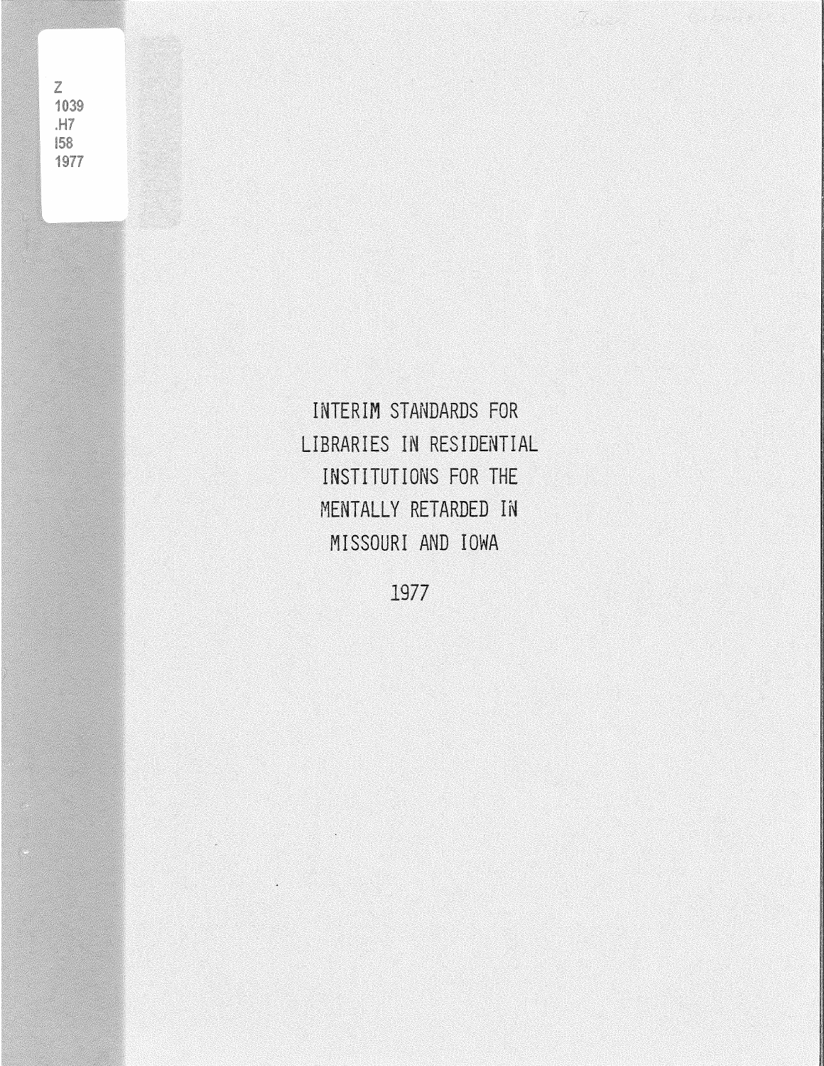Z
1039
.H7
I58
1977

# INTERIM STANDARDS FOR LIBRARIES IN RESIDENTIAL INSTITUTIONS FOR THE MENTALLY RETARDED IN MISSOURI AND IOWA

1977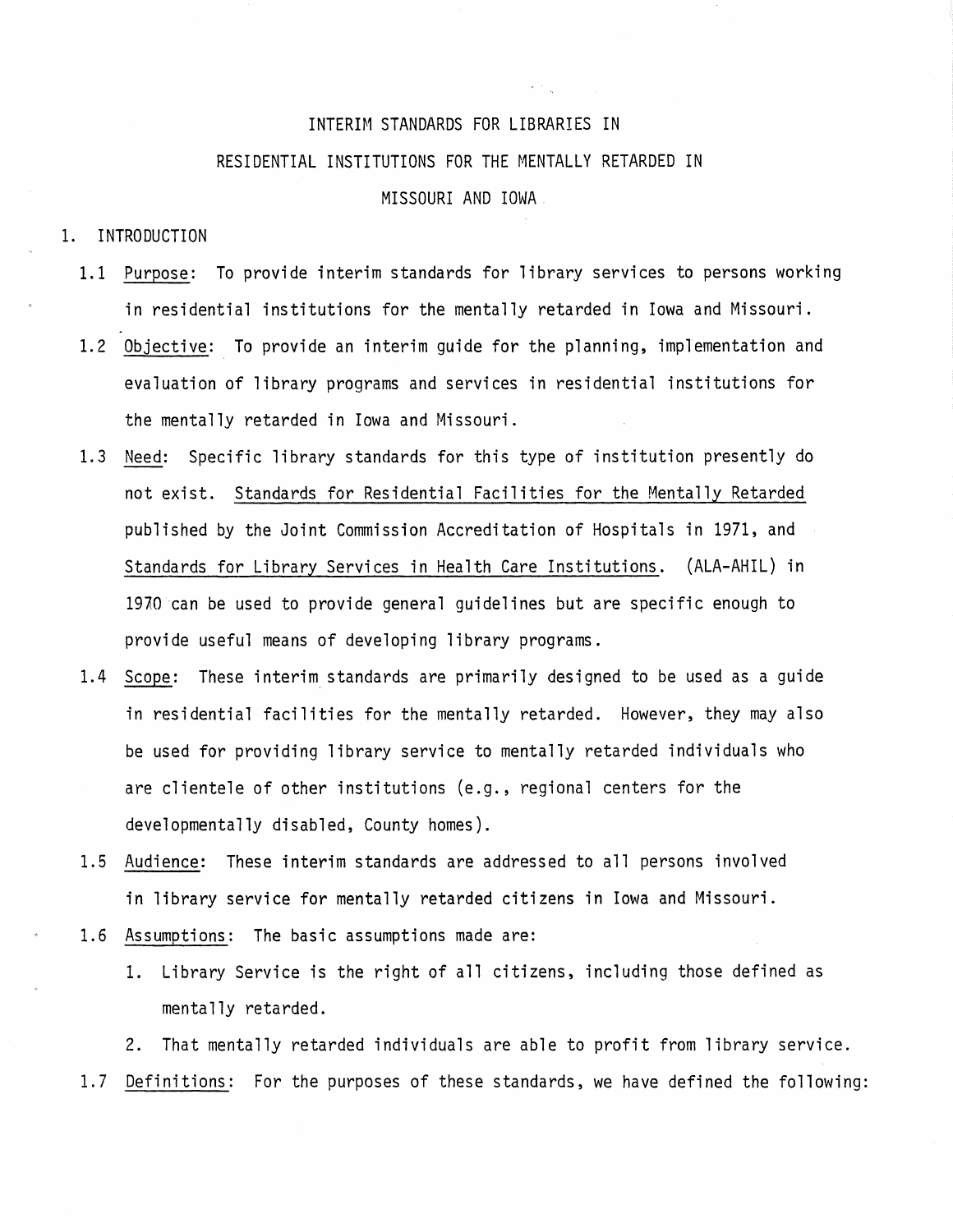# INTERIM STANDARDS FOR LIBRARIES IN RESIDENTIAL INSTITUTIONS FOR THE MENTALLY RETARDED IN MISSOURI AND IOWA

1. INTRODUCTION

   1.1 Purpose: To provide interim standards for library services to persons working in residential institutions for the mentally retarded in Iowa and Missouri.

   1.2 Objective: To provide an interim guide for the planning, implementation and evaluation of library programs and services in residential institutions for the mentally retarded in Iowa and Missouri.

   1.3 Need: Specific library standards for this type of institution presently do not exist. Standards for Residential Facilities for the Mentally Retarded published by the Joint Commission Accreditation of Hospitals in 1971, and Standards for Library Services in Health Care Institutions. (ALA-AHIL) in 1970 can be used to provide general guidelines but are specific enough to provide useful means of developing library programs.

   1.4 Scope: These interim standards are primarily designed to be used as a guide in residential facilities for the mentally retarded. However, they may also be used for providing library service to mentally retarded individuals who are clientele of other institutions (e.g., regional centers for the developmentally disabled, County homes).

   1.5 Audience: These interim standards are addressed to all persons involved in library service for mentally retarded citizens in Iowa and Missouri.

   1.6 Assumptions: The basic assumptions made are:

      1. Library Service is the right of all citizens, including those defined as mentally retarded.

      2. That mentally retarded individuals are able to profit from library service.

   1.7 Definitions: For the purposes of these standards, we have defined the following: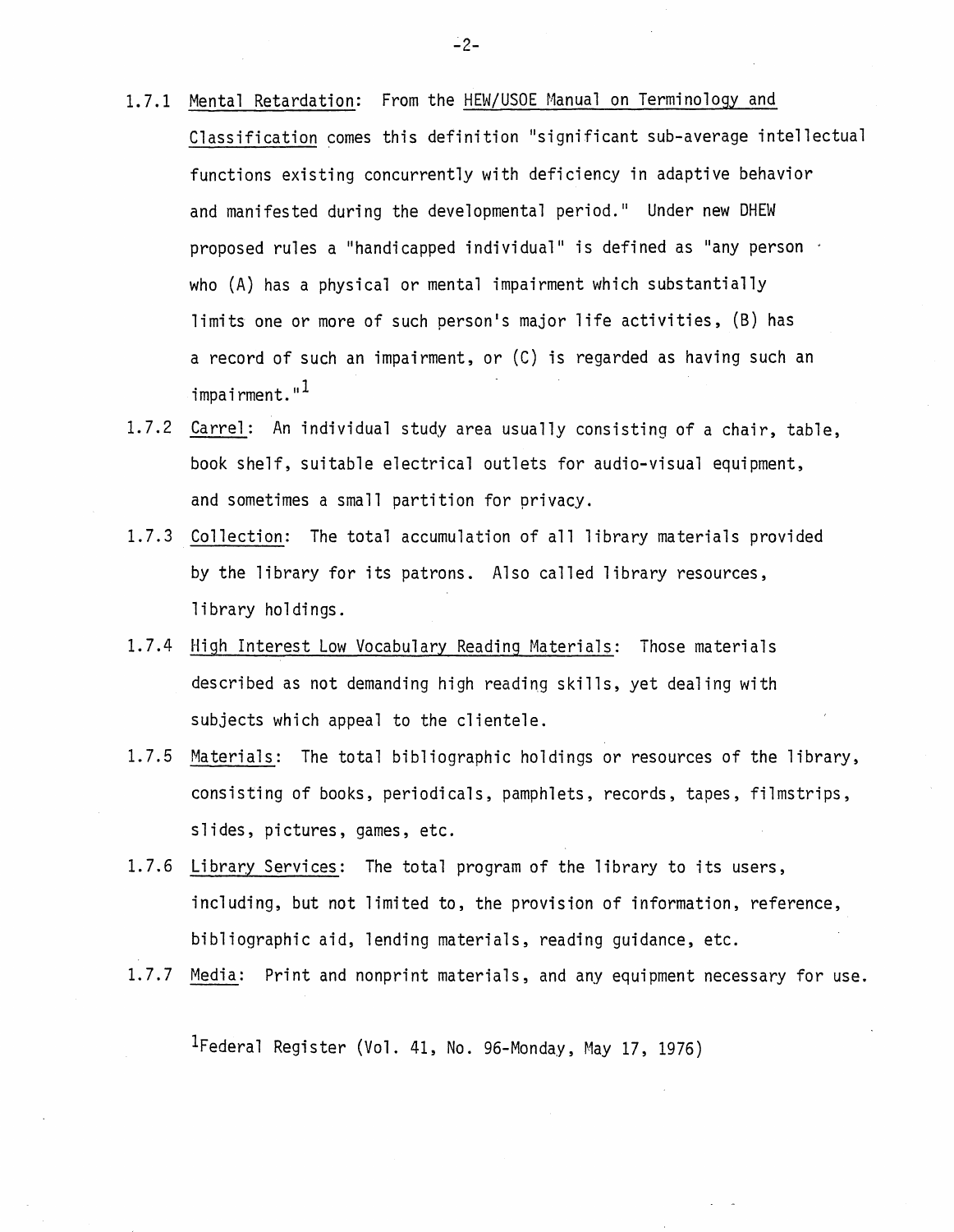1.7.1 Mental Retardation: From the HEW/USOE Manual on Terminology and Classification comes this definition "significant sub-average intellectual functions existing concurrently with deficiency in adaptive behavior and manifested during the developmental period." Under new DHEW proposed rules a "handicapped individual" is defined as "any person who (A) has a physical or mental impairment which substantially limits one or more of such person's major life activities, (B) has a record of such an impairment, or (C) is regarded as having such an impairment."[1]

1.7.2 Carrel: An individual study area usually consisting of a chair, table, book shelf, suitable electrical outlets for audio-visual equipment, and sometimes a small partition for privacy.

1.7.3 Collection: The total accumulation of all library materials provided by the library for its patrons. Also called library resources, library holdings.

1.7.4 High Interest Low Vocabulary Reading Materials: Those materials described as not demanding high reading skills, yet dealing with subjects which appeal to the clientele.

1.7.5 Materials: The total bibliographic holdings or resources of the library, consisting of books, periodicals, pamphlets, records, tapes, filmstrips, slides, pictures, games, etc.

1.7.6 Library Services: The total program of the library to its users, including, but not limited to, the provision of information, reference, bibliographic aid, lending materials, reading guidance, etc.

1.7.7 Media: Print and nonprint materials, and any equipment necessary for use.

[1]Federal Register (Vol. 41, No. 96-Monday, May 17, 1976)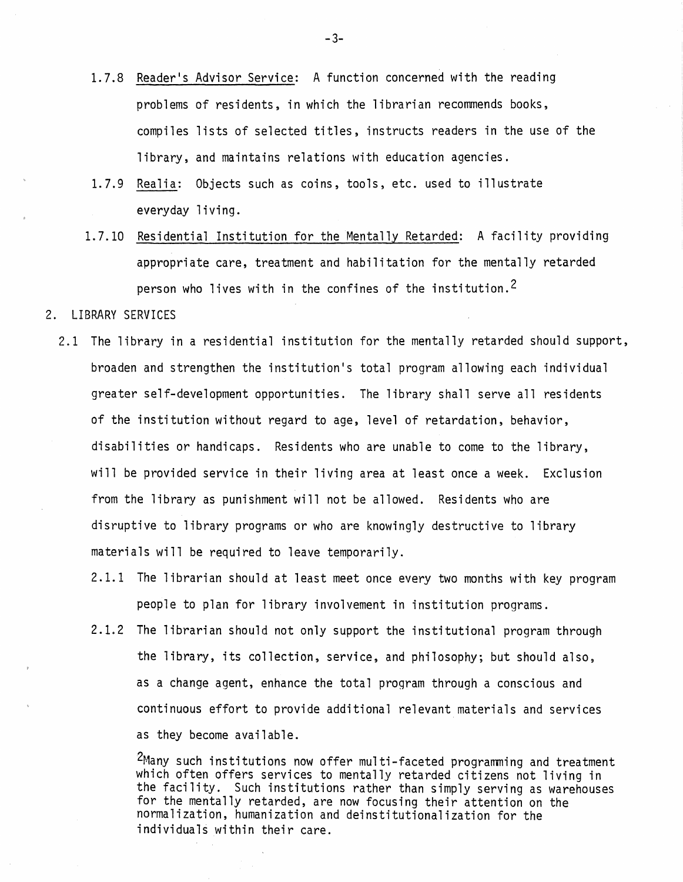1.7.8 Reader's Advisor Service: A function concerned with the reading problems of residents, in which the librarian recommends books, compiles lists of selected titles, instructs readers in the use of the library, and maintains relations with education agencies.

1.7.9 Realia: Objects such as coins, tools, etc. used to illustrate everyday living.

1.7.10 Residential Institution for the Mentally Retarded: A facility providing appropriate care, treatment and habilitation for the mentally retarded person who lives with in the confines of the institution.[2]

## 2. LIBRARY SERVICES

2.1 The library in a residential institution for the mentally retarded should support, broaden and strengthen the institution's total program allowing each individual greater self-development opportunities. The library shall serve all residents of the institution without regard to age, level of retardation, behavior, disabilities or handicaps. Residents who are unable to come to the library, will be provided service in their living area at least once a week. Exclusion from the library as punishment will not be allowed. Residents who are disruptive to library programs or who are knowingly destructive to library materials will be required to leave temporarily.

2.1.1 The librarian should at least meet once every two months with key program people to plan for library involvement in institution programs.

2.1.2 The librarian should not only support the institutional program through the library, its collection, service, and philosophy; but should also, as a change agent, enhance the total program through a conscious and continuous effort to provide additional relevant materials and services as they become available.

[2] Many such institutions now offer multi-faceted programming and treatment which often offers services to mentally retarded citizens not living in the facility. Such institutions rather than simply serving as warehouses for the mentally retarded, are now focusing their attention on the normalization, humanization and deinstitutionalization for the individuals within their care.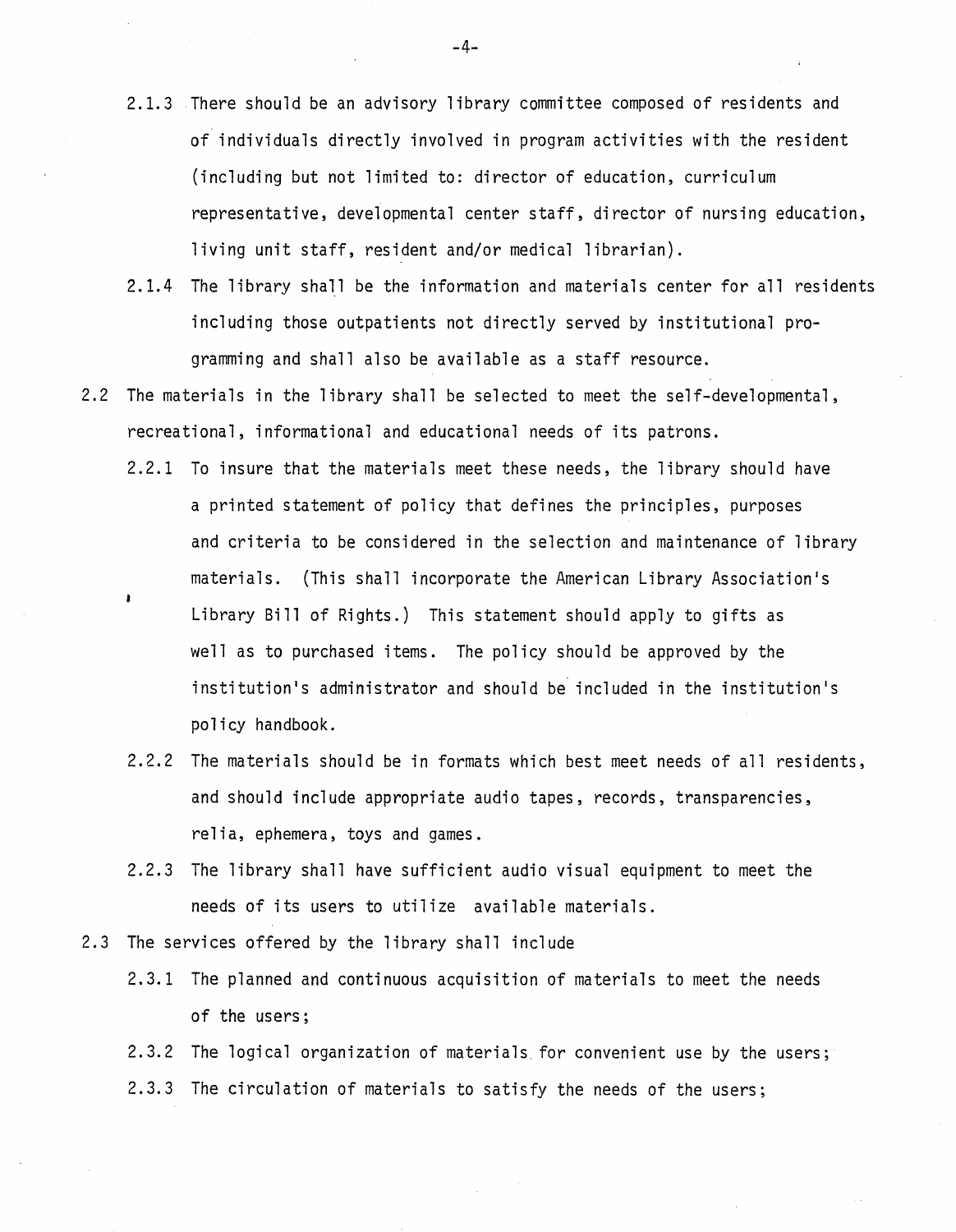2.1.3 There should be an advisory library committee composed of residents and of individuals directly involved in program activities with the resident (including but not limited to: director of education, curriculum representative, developmental center staff, director of nursing education, living unit staff, resident and/or medical librarian).

2.1.4 The library shall be the information and materials center for all residents including those outpatients not directly served by institutional programming and shall also be available as a staff resource.

2.2 The materials in the library shall be selected to meet the self-developmental, recreational, informational and educational needs of its patrons.

2.2.1 To insure that the materials meet these needs, the library should have a printed statement of policy that defines the principles, purposes and criteria to be considered in the selection and maintenance of library materials. (This shall incorporate the American Library Association's Library Bill of Rights.) This statement should apply to gifts as well as to purchased items. The policy should be approved by the institution's administrator and should be included in the institution's policy handbook.

2.2.2 The materials should be in formats which best meet needs of all residents, and should include appropriate audio tapes, records, transparencies, relia, ephemera, toys and games.

2.2.3 The library shall have sufficient audio visual equipment to meet the needs of its users to utilize available materials.

2.3 The services offered by the library shall include

2.3.1 The planned and continuous acquisition of materials to meet the needs of the users;

2.3.2 The logical organization of materials for convenient use by the users;

2.3.3 The circulation of materials to satisfy the needs of the users;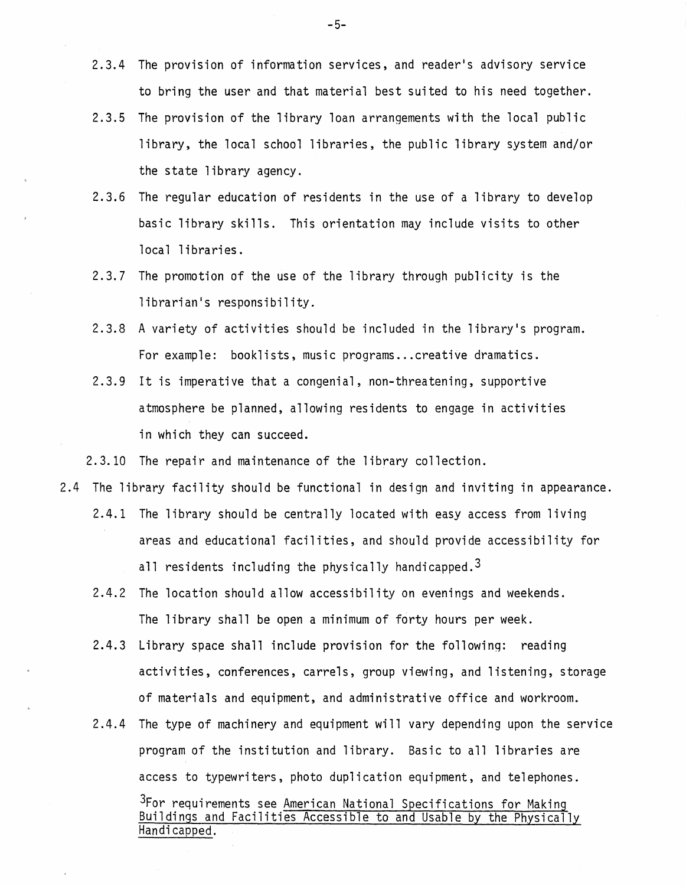2.3.4 The provision of information services, and reader's advisory service to bring the user and that material best suited to his need together.

2.3.5 The provision of the library loan arrangements with the local public library, the local school libraries, the public library system and/or the state library agency.

2.3.6 The regular education of residents in the use of a library to develop basic library skills. This orientation may include visits to other local libraries.

2.3.7 The promotion of the use of the library through publicity is the librarian's responsibility.

2.3.8 A variety of activities should be included in the library's program. For example: booklists, music programs...creative dramatics.

2.3.9 It is imperative that a congenial, non-threatening, supportive atmosphere be planned, allowing residents to engage in activities in which they can succeed.

2.3.10 The repair and maintenance of the library collection.

2.4 The library facility should be functional in design and inviting in appearance.

2.4.1 The library should be centrally located with easy access from living areas and educational facilities, and should provide accessibility for all residents including the physically handicapped.[3]

2.4.2 The location should allow accessibility on evenings and weekends. The library shall be open a minimum of forty hours per week.

2.4.3 Library space shall include provision for the following: reading activities, conferences, carrels, group viewing, and listening, storage of materials and equipment, and administrative office and workroom.

2.4.4 The type of machinery and equipment will vary depending upon the service program of the institution and library. Basic to all libraries are access to typewriters, photo duplication equipment, and telephones.

[3]For requirements see American National Specifications for Making Buildings and Facilities Accessible to and Usable by the Physically Handicapped.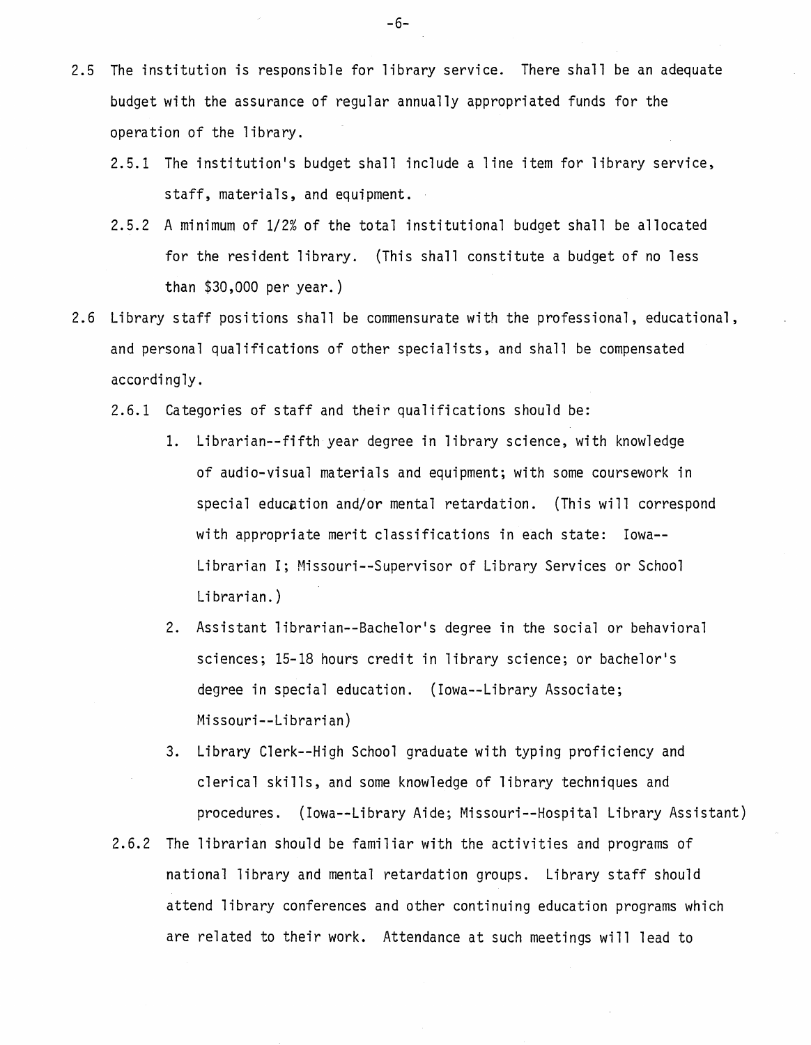2.5 The institution is responsible for library service. There shall be an adequate budget with the assurance of regular annually appropriated funds for the operation of the library.

  2.5.1 The institution's budget shall include a line item for library service, staff, materials, and equipment.

  2.5.2 A minimum of 1/2% of the total institutional budget shall be allocated for the resident library. (This shall constitute a budget of no less than $30,000 per year.)

2.6 Library staff positions shall be commensurate with the professional, educational, and personal qualifications of other specialists, and shall be compensated accordingly.

  2.6.1 Categories of staff and their qualifications should be:

  1. Librarian--fifth year degree in library science, with knowledge of audio-visual materials and equipment; with some coursework in special education and/or mental retardation. (This will correspond with appropriate merit classifications in each state: Iowa--Librarian I; Missouri--Supervisor of Library Services or School Librarian.)
  2. Assistant librarian--Bachelor's degree in the social or behavioral sciences; 15-18 hours credit in library science; or bachelor's degree in special education. (Iowa--Library Associate; Missouri--Librarian)
  3. Library Clerk--High School graduate with typing proficiency and clerical skills, and some knowledge of library techniques and procedures. (Iowa--Library Aide; Missouri--Hospital Library Assistant)

  2.6.2 The librarian should be familiar with the activities and programs of national library and mental retardation groups. Library staff should attend library conferences and other continuing education programs which are related to their work. Attendance at such meetings will lead to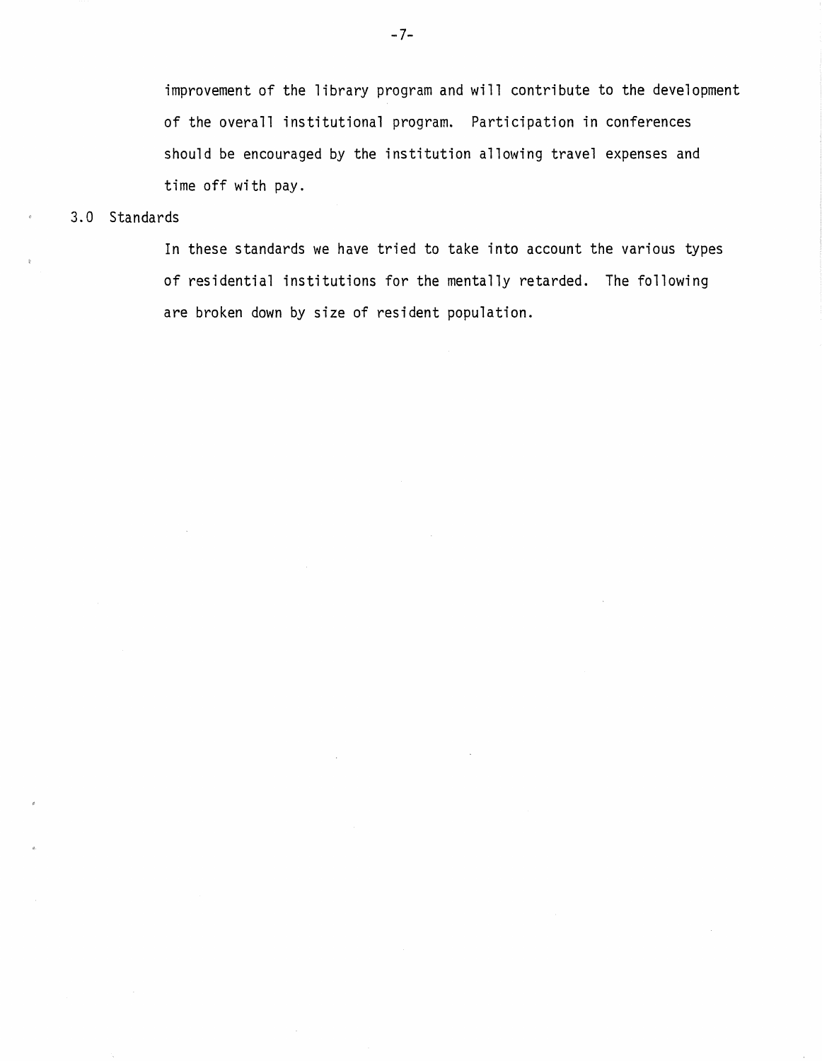improvement of the library program and will contribute to the development of the overall institutional program. Participation in conferences should be encouraged by the institution allowing travel expenses and time off with pay.

## 3.0 Standards

In these standards we have tried to take into account the various types of residential institutions for the mentally retarded. The following are broken down by size of resident population.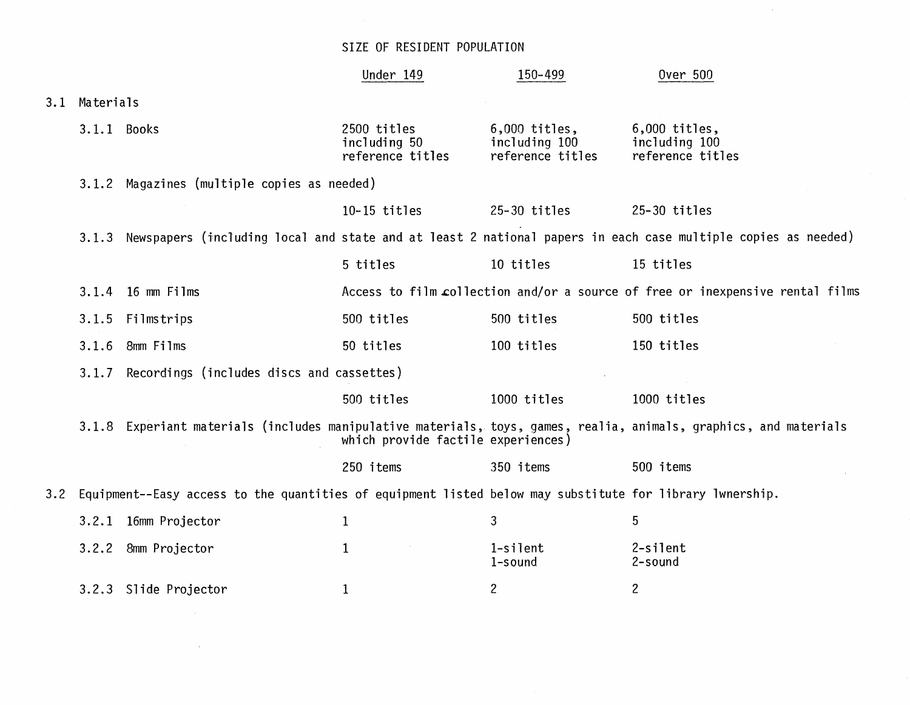| | SIZE OF RESIDENT POPULATION | | |
|---|---|---|---|
| | Under 149 | 150-499 | Over 500 |
| **3.1 Materials** | | | |
| 3.1.1 Books | 2500 titles including 50 reference titles | 6,000 titles, including 100 reference titles | 6,000 titles, including 100 reference titles |
| 3.1.2 Magazines (multiple copies as needed) | 10-15 titles | 25-30 titles | 25-30 titles |
| 3.1.3 Newspapers (including local and state and at least 2 national papers in each case multiple copies as needed) | 5 titles | 10 titles | 15 titles |
| 3.1.4 16 mm Films | Access to film collection and/or a source of free or inexpensive rental films | | |
| 3.1.5 Filmstrips | 500 titles | 500 titles | 500 titles |
| 3.1.6 8mm Films | 50 titles | 100 titles | 150 titles |
| 3.1.7 Recordings (includes discs and cassettes) | 500 titles | 1000 titles | 1000 titles |
| 3.1.8 Experiant materials (includes manipulative materials, toys, games, realia, animals, graphics, and materials which provide factile experiences) | 250 items | 350 items | 500 items |
| **3.2 Equipment--Easy access to the quantities of equipment listed below may substitute for library lwnership.** | | | |
| 3.2.1 16mm Projector | 1 | 3 | 5 |
| 3.2.2 8mm Projector | 1 | 1-silent<br>1-sound | 2-silent<br>2-sound |
| 3.2.3 Slide Projector | 1 | 2 | 2 |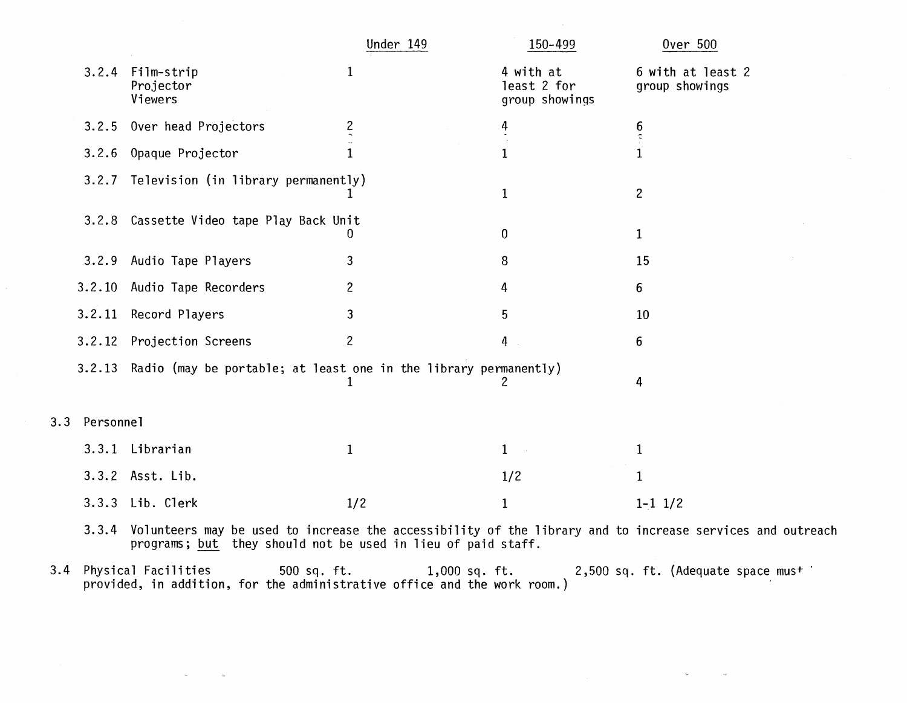| | | Under 149 | 150-499 | Over 500 |
|---|---|---|---|---|
| 3.2.4 | Film-strip Projector Viewers | 1 | 4 with at least 2 for group showings | 6 with at least 2 group showings |
| 3.2.5 | Over head Projectors | 2 | 4 | 6 |
| 3.2.6 | Opaque Projector | 1 | 1 | 1 |
| 3.2.7 | Television (in library permanently) | 1 | 1 | 2 |
| 3.2.8 | Cassette Video tape Play Back Unit | 0 | 0 | 1 |
| 3.2.9 | Audio Tape Players | 3 | 8 | 15 |
| 3.2.10 | Audio Tape Recorders | 2 | 4 | 6 |
| 3.2.11 | Record Players | 3 | 5 | 10 |
| 3.2.12 | Projection Screens | 2 | 4 | 6 |
| 3.2.13 | Radio (may be portable; at least one in the library permanently) | 1 | 2 | 4 |

3.3 Personnel

| | | Under 149 | 150-499 | Over 500 |
|---|---|---|---|---|
| 3.3.1 | Librarian | 1 | 1 | 1 |
| 3.3.2 | Asst. Lib. | | 1/2 | 1 |
| 3.3.3 | Lib. Clerk | 1/2 | 1 | 1-1 1/2 |

3.3.4 Volunteers may be used to increase the accessibility of the library and to increase services and outreach programs; but they should not be used in lieu of paid staff.

3.4 Physical Facilities 500 sq. ft. 1,000 sq. ft. 2,500 sq. ft. (Adequate space must provided, in addition, for the administrative office and the work room.)